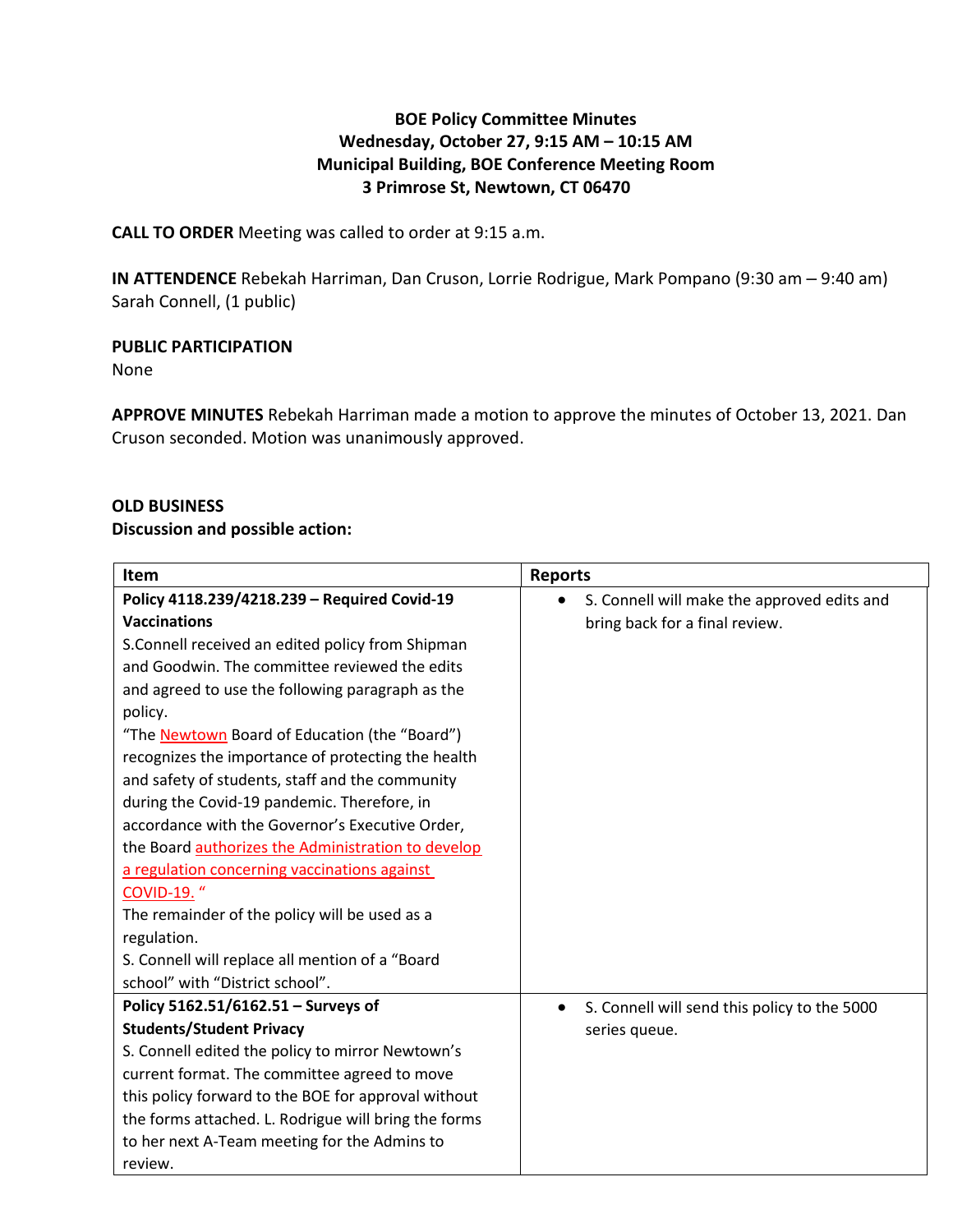**BOE Policy Committee Minutes**
**Wednesday, October 27, 9:15 AM – 10:15 AM**
**Municipal Building, BOE Conference Meeting Room**
**3 Primrose St, Newtown, CT 06470**

**CALL TO ORDER** Meeting was called to order at 9:15 a.m.

**IN ATTENDENCE** Rebekah Harriman, Dan Cruson, Lorrie Rodrigue, Mark Pompano (9:30 am – 9:40 am) Sarah Connell, (1 public)

**PUBLIC PARTICIPATION**
None

**APPROVE MINUTES** Rebekah Harriman made a motion to approve the minutes of October 13, 2021. Dan Cruson seconded. Motion was unanimously approved.

**OLD BUSINESS**
**Discussion and possible action:**

| Item | Reports |
| --- | --- |
| **Policy 4118.239/4218.239 – Required Covid-19 Vaccinations** S.Connell received an edited policy from Shipman and Goodwin. The committee reviewed the edits and agreed to use the following paragraph as the policy. "The Newtown Board of Education (the "Board") recognizes the importance of protecting the health and safety of students, staff and the community during the Covid-19 pandemic. Therefore, in accordance with the Governor's Executive Order, the Board authorizes the Administration to develop a regulation concerning vaccinations against COVID-19. " The remainder of the policy will be used as a regulation. S. Connell will replace all mention of a "Board school" with "District school". | • S. Connell will make the approved edits and bring back for a final review. |
| **Policy 5162.51/6162.51 – Surveys of Students/Student Privacy** S. Connell edited the policy to mirror Newtown's current format. The committee agreed to move this policy forward to the BOE for approval without the forms attached. L. Rodrigue will bring the forms to her next A-Team meeting for the Admins to review. | • S. Connell will send this policy to the 5000 series queue. |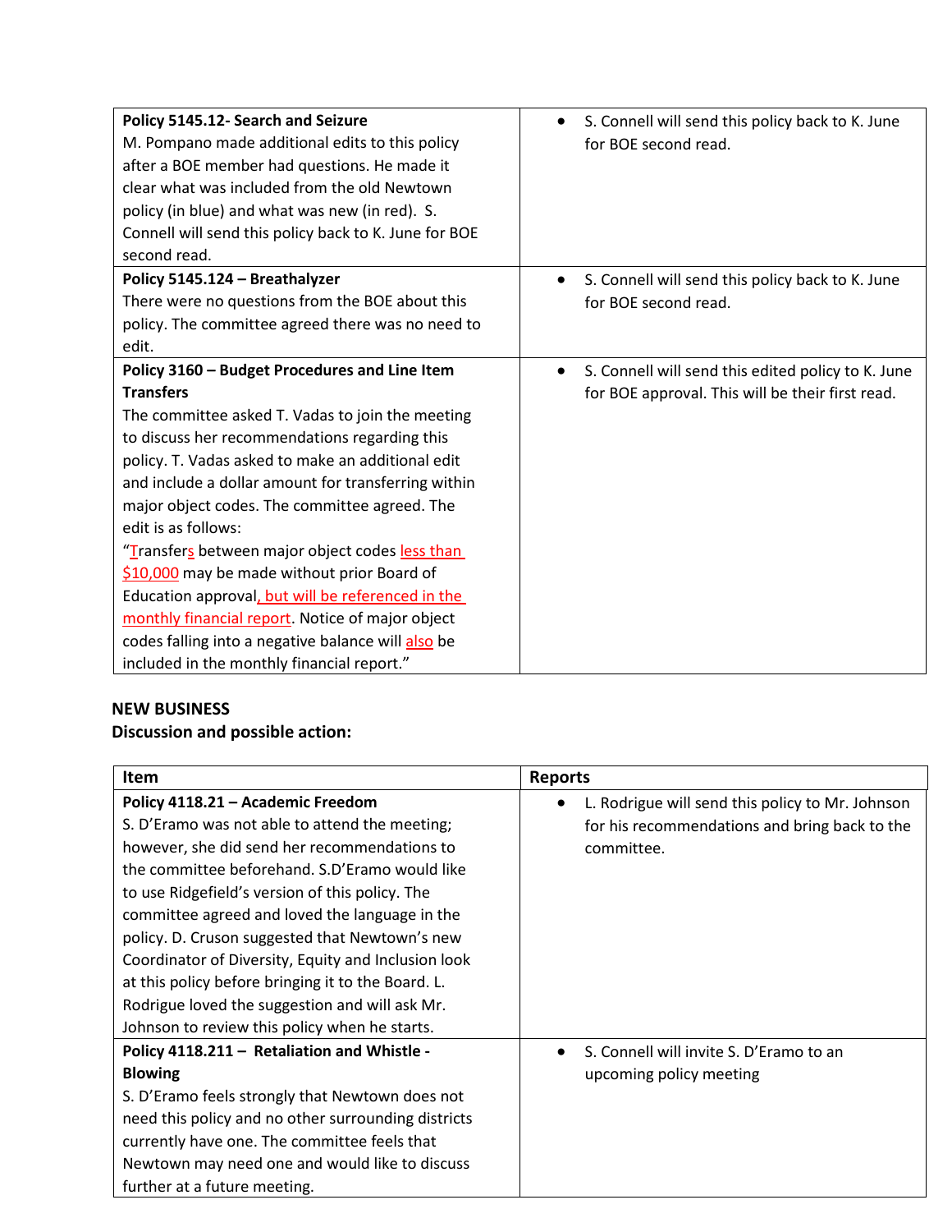| | |
|---|---|
| **Policy 5145.12- Search and Seizure**<br>M. Pompano made additional edits to this policy after a BOE member had questions. He made it clear what was included from the old Newtown policy (in blue) and what was new (in red). S. Connell will send this policy back to K. June for BOE second read. | • S. Connell will send this policy back to K. June for BOE second read. |
| **Policy 5145.124 – Breathalyzer**<br>There were no questions from the BOE about this policy. The committee agreed there was no need to edit. | • S. Connell will send this policy back to K. June for BOE second read. |
| **Policy 3160 – Budget Procedures and Line Item Transfers**<br>The committee asked T. Vadas to join the meeting to discuss her recommendations regarding this policy. T. Vadas asked to make an additional edit and include a dollar amount for transferring within major object codes. The committee agreed. The edit is as follows:<br>"Transfers between major object codes less than $10,000 may be made without prior Board of Education approval, but will be referenced in the monthly financial report. Notice of major object codes falling into a negative balance will also be included in the monthly financial report." | • S. Connell will send this edited policy to K. June for BOE approval. This will be their first read. |

**NEW BUSINESS**

**Discussion and possible action:**

| Item | Reports |
|---|---|
| **Policy 4118.21 – Academic Freedom**<br>S. D'Eramo was not able to attend the meeting; however, she did send her recommendations to the committee beforehand. S.D'Eramo would like to use Ridgefield's version of this policy. The committee agreed and loved the language in the policy. D. Cruson suggested that Newtown's new Coordinator of Diversity, Equity and Inclusion look at this policy before bringing it to the Board. L. Rodrigue loved the suggestion and will ask Mr. Johnson to review this policy when he starts. | • L. Rodrigue will send this policy to Mr. Johnson for his recommendations and bring back to the committee. |
| **Policy 4118.211 – Retaliation and Whistle - Blowing**<br>S. D'Eramo feels strongly that Newtown does not need this policy and no other surrounding districts currently have one. The committee feels that Newtown may need one and would like to discuss further at a future meeting. | • S. Connell will invite S. D'Eramo to an upcoming policy meeting |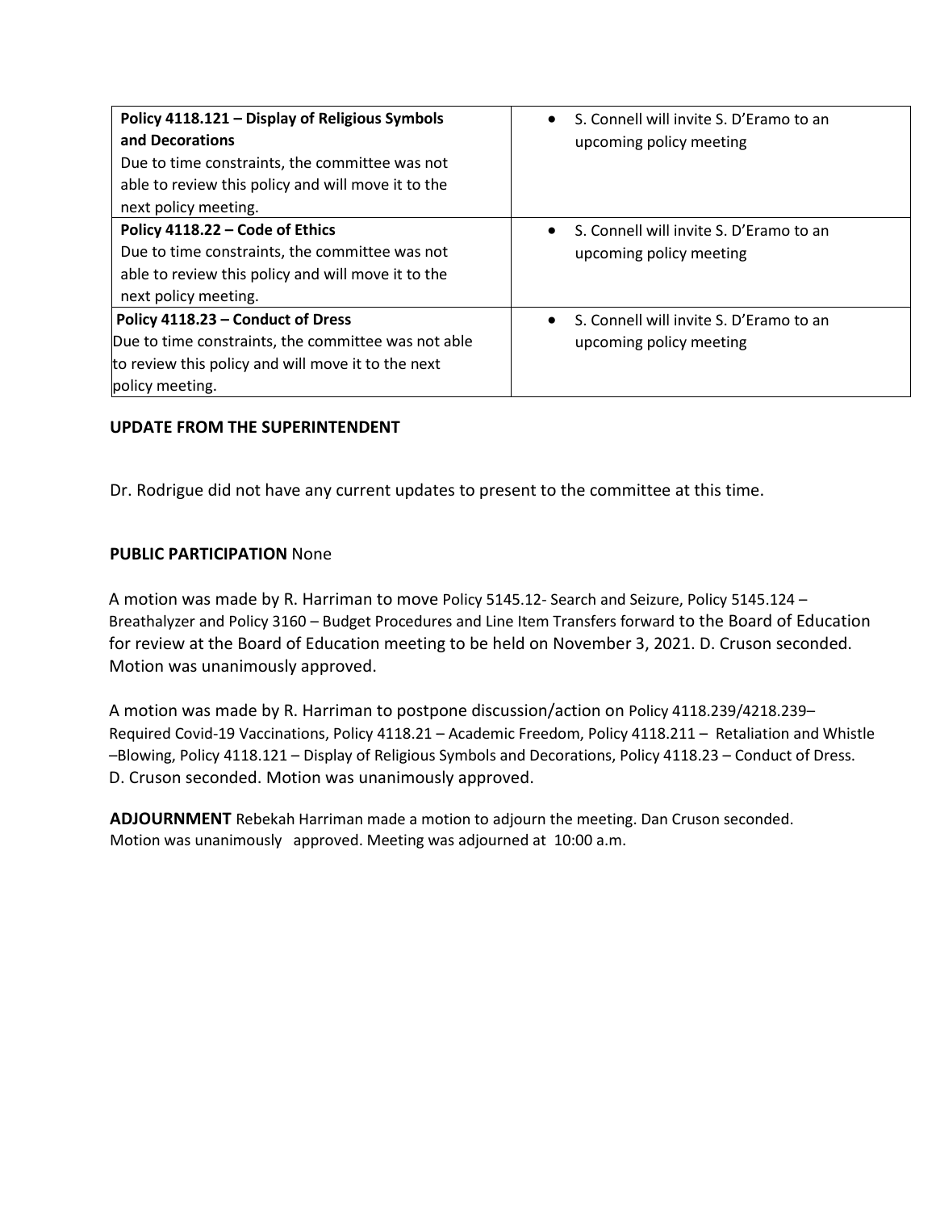| | |
|---|---|
| **Policy 4118.121 – Display of Religious Symbols and Decorations** Due to time constraints, the committee was not able to review this policy and will move it to the next policy meeting. | • S. Connell will invite S. D'Eramo to an upcoming policy meeting |
| **Policy 4118.22 – Code of Ethics** Due to time constraints, the committee was not able to review this policy and will move it to the next policy meeting. | • S. Connell will invite S. D'Eramo to an upcoming policy meeting |
| **Policy 4118.23 – Conduct of Dress** Due to time constraints, the committee was not able to review this policy and will move it to the next policy meeting. | • S. Connell will invite S. D'Eramo to an upcoming policy meeting |

**UPDATE FROM THE SUPERINTENDENT**

Dr. Rodrigue did not have any current updates to present to the committee at this time.

**PUBLIC PARTICIPATION** None

A motion was made by R. Harriman to move Policy 5145.12- Search and Seizure, Policy 5145.124 – Breathalyzer and Policy 3160 – Budget Procedures and Line Item Transfers forward to the Board of Education for review at the Board of Education meeting to be held on November 3, 2021. D. Cruson seconded. Motion was unanimously approved.

A motion was made by R. Harriman to postpone discussion/action on Policy 4118.239/4218.239– Required Covid-19 Vaccinations, Policy 4118.21 – Academic Freedom, Policy 4118.211 – Retaliation and Whistle –Blowing, Policy 4118.121 – Display of Religious Symbols and Decorations, Policy 4118.23 – Conduct of Dress. D. Cruson seconded. Motion was unanimously approved.

**ADJOURNMENT** Rebekah Harriman made a motion to adjourn the meeting. Dan Cruson seconded. Motion was unanimously approved. Meeting was adjourned at 10:00 a.m.